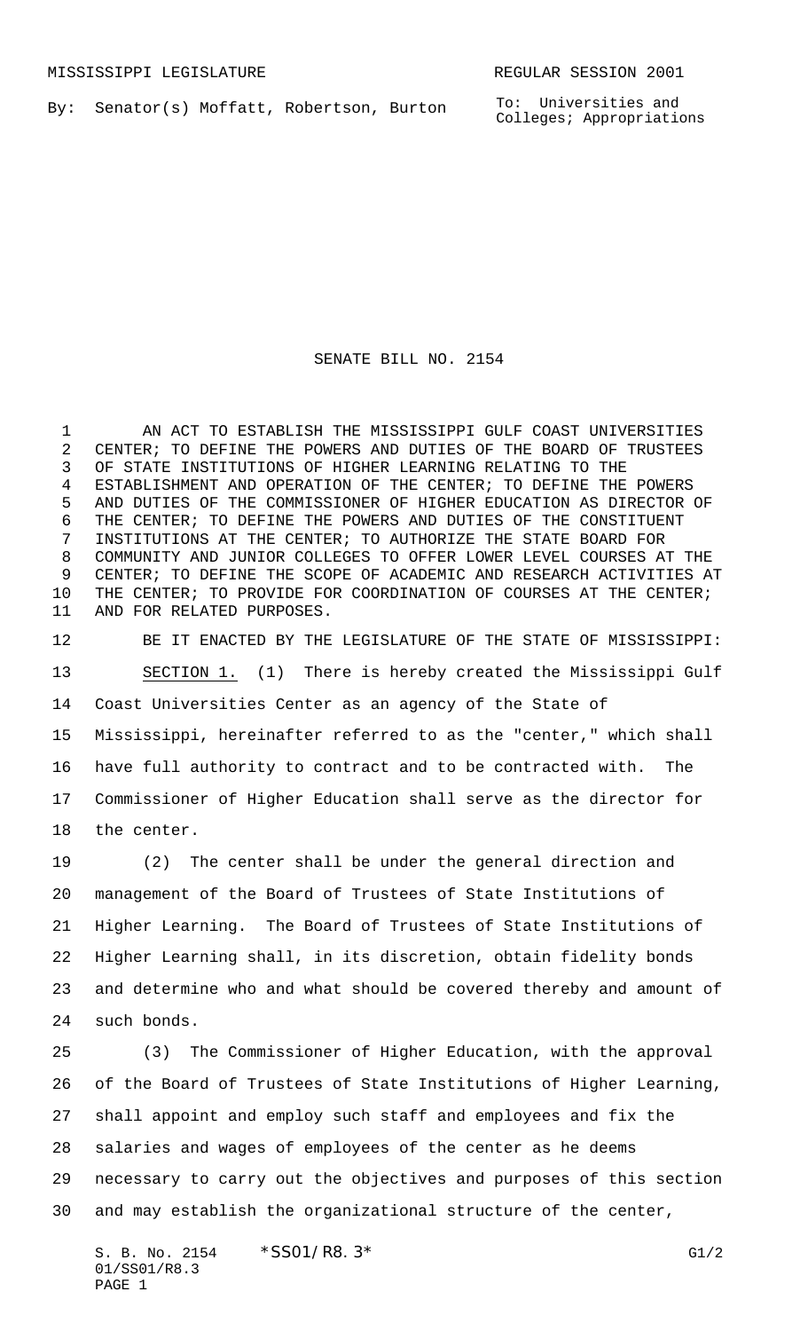MISSISSIPPI LEGISLATURE REGULAR SESSION 2001

By: Senator(s) Moffatt, Robertson, Burton

To: Universities and Colleges; Appropriations

# SENATE BILL NO. 2154

AN ACT TO ESTABLISH THE MISSISSIPPI GULF COAST UNIVERSITIES CENTER; TO DEFINE THE POWERS AND DUTIES OF THE BOARD OF TRUSTEES OF STATE INSTITUTIONS OF HIGHER LEARNING RELATING TO THE ESTABLISHMENT AND OPERATION OF THE CENTER; TO DEFINE THE POWERS AND DUTIES OF THE COMMISSIONER OF HIGHER EDUCATION AS DIRECTOR OF THE CENTER; TO DEFINE THE POWERS AND DUTIES OF THE CONSTITUENT INSTITUTIONS AT THE CENTER; TO AUTHORIZE THE STATE BOARD FOR COMMUNITY AND JUNIOR COLLEGES TO OFFER LOWER LEVEL COURSES AT THE CENTER; TO DEFINE THE SCOPE OF ACADEMIC AND RESEARCH ACTIVITIES AT THE CENTER; TO PROVIDE FOR COORDINATION OF COURSES AT THE CENTER; AND FOR RELATED PURPOSES.

BE IT ENACTED BY THE LEGISLATURE OF THE STATE OF MISSISSIPPI:

SECTION 1. (1) There is hereby created the Mississippi Gulf Coast Universities Center as an agency of the State of Mississippi, hereinafter referred to as the "center," which shall have full authority to contract and to be contracted with. The Commissioner of Higher Education shall serve as the director for the center.

(2) The center shall be under the general direction and management of the Board of Trustees of State Institutions of Higher Learning. The Board of Trustees of State Institutions of Higher Learning shall, in its discretion, obtain fidelity bonds and determine who and what should be covered thereby and amount of such bonds.

(3) The Commissioner of Higher Education, with the approval of the Board of Trustees of State Institutions of Higher Learning, shall appoint and employ such staff and employees and fix the salaries and wages of employees of the center as he deems necessary to carry out the objectives and purposes of this section and may establish the organizational structure of the center,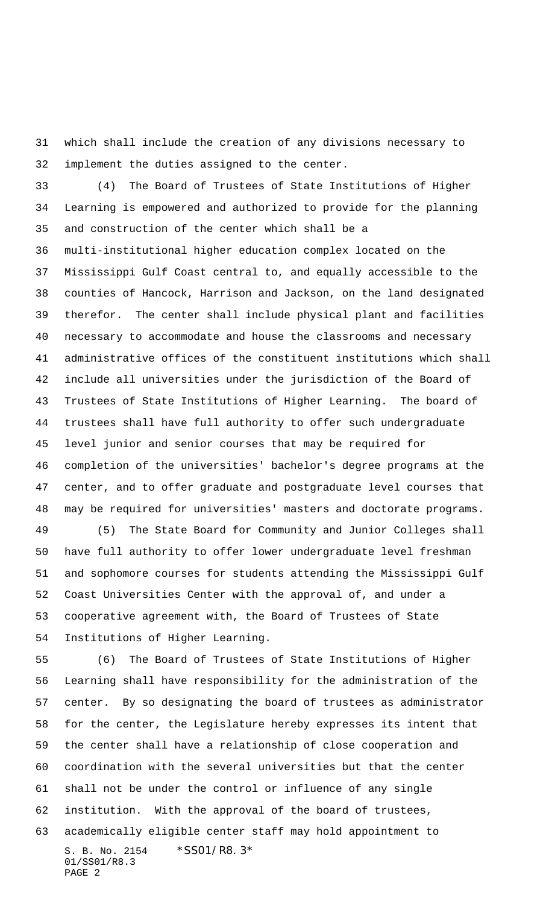which shall include the creation of any divisions necessary to implement the duties assigned to the center.

(4) The Board of Trustees of State Institutions of Higher Learning is empowered and authorized to provide for the planning and construction of the center which shall be a multi-institutional higher education complex located on the Mississippi Gulf Coast central to, and equally accessible to the counties of Hancock, Harrison and Jackson, on the land designated therefor. The center shall include physical plant and facilities necessary to accommodate and house the classrooms and necessary administrative offices of the constituent institutions which shall include all universities under the jurisdiction of the Board of Trustees of State Institutions of Higher Learning. The board of trustees shall have full authority to offer such undergraduate level junior and senior courses that may be required for completion of the universities' bachelor's degree programs at the center, and to offer graduate and postgraduate level courses that may be required for universities' masters and doctorate programs.

(5) The State Board for Community and Junior Colleges shall have full authority to offer lower undergraduate level freshman and sophomore courses for students attending the Mississippi Gulf Coast Universities Center with the approval of, and under a cooperative agreement with, the Board of Trustees of State Institutions of Higher Learning.

(6) The Board of Trustees of State Institutions of Higher Learning shall have responsibility for the administration of the center. By so designating the board of trustees as administrator for the center, the Legislature hereby expresses its intent that the center shall have a relationship of close cooperation and coordination with the several universities but that the center shall not be under the control or influence of any single institution. With the approval of the board of trustees, academically eligible center staff may hold appointment to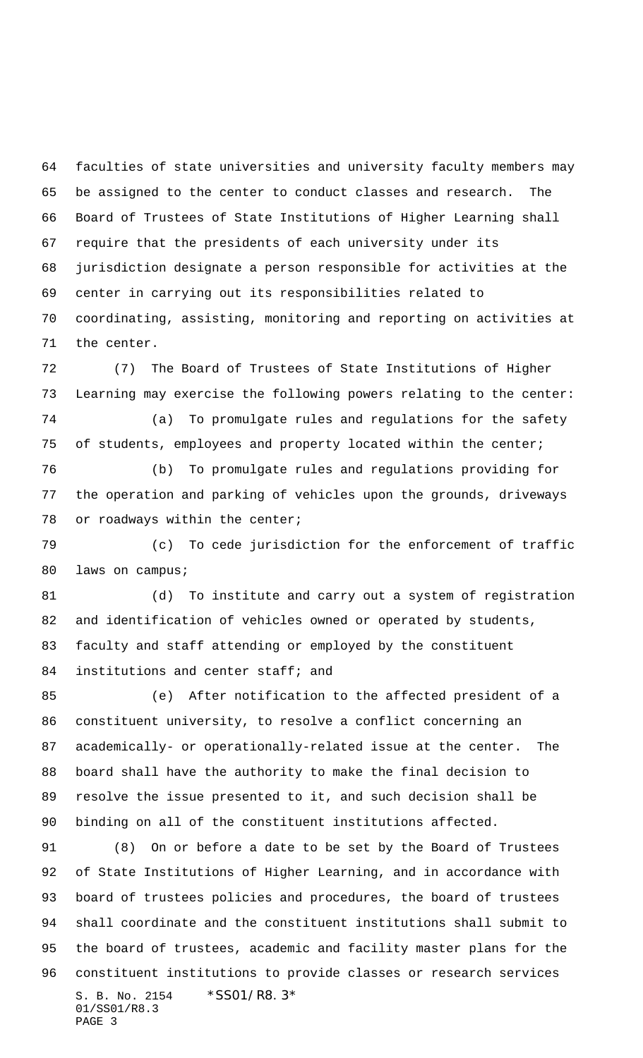faculties of state universities and university faculty members may be assigned to the center to conduct classes and research. The Board of Trustees of State Institutions of Higher Learning shall require that the presidents of each university under its jurisdiction designate a person responsible for activities at the center in carrying out its responsibilities related to coordinating, assisting, monitoring and reporting on activities at the center.

(7) The Board of Trustees of State Institutions of Higher Learning may exercise the following powers relating to the center:

(a) To promulgate rules and regulations for the safety of students, employees and property located within the center;

(b) To promulgate rules and regulations providing for the operation and parking of vehicles upon the grounds, driveways or roadways within the center;

(c) To cede jurisdiction for the enforcement of traffic laws on campus;

(d) To institute and carry out a system of registration and identification of vehicles owned or operated by students, faculty and staff attending or employed by the constituent institutions and center staff; and

(e) After notification to the affected president of a constituent university, to resolve a conflict concerning an academically- or operationally-related issue at the center. The board shall have the authority to make the final decision to resolve the issue presented to it, and such decision shall be binding on all of the constituent institutions affected.

(8) On or before a date to be set by the Board of Trustees of State Institutions of Higher Learning, and in accordance with board of trustees policies and procedures, the board of trustees shall coordinate and the constituent institutions shall submit to the board of trustees, academic and facility master plans for the constituent institutions to provide classes or research services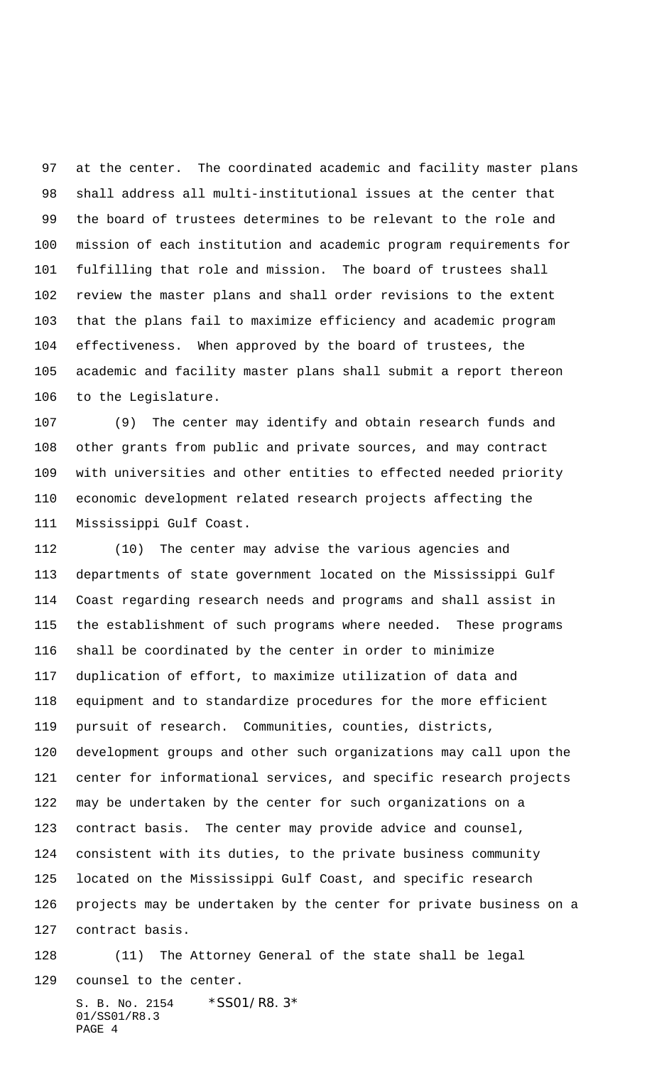at the center. The coordinated academic and facility master plans shall address all multi-institutional issues at the center that the board of trustees determines to be relevant to the role and mission of each institution and academic program requirements for fulfilling that role and mission. The board of trustees shall review the master plans and shall order revisions to the extent that the plans fail to maximize efficiency and academic program effectiveness. When approved by the board of trustees, the academic and facility master plans shall submit a report thereon to the Legislature.

(9) The center may identify and obtain research funds and other grants from public and private sources, and may contract with universities and other entities to effected needed priority economic development related research projects affecting the Mississippi Gulf Coast.

(10) The center may advise the various agencies and departments of state government located on the Mississippi Gulf Coast regarding research needs and programs and shall assist in the establishment of such programs where needed. These programs shall be coordinated by the center in order to minimize duplication of effort, to maximize utilization of data and equipment and to standardize procedures for the more efficient pursuit of research. Communities, counties, districts, development groups and other such organizations may call upon the center for informational services, and specific research projects may be undertaken by the center for such organizations on a contract basis. The center may provide advice and counsel, consistent with its duties, to the private business community located on the Mississippi Gulf Coast, and specific research projects may be undertaken by the center for private business on a contract basis.

(11) The Attorney General of the state shall be legal counsel to the center.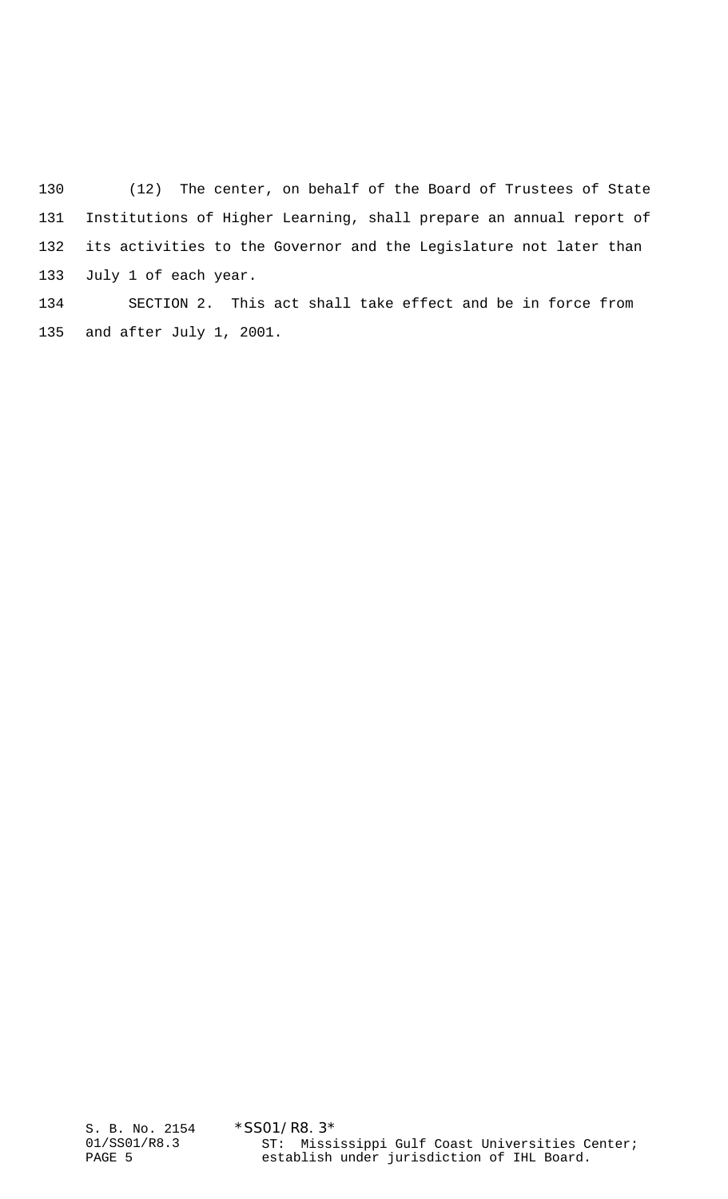(12) The center, on behalf of the Board of Trustees of State Institutions of Higher Learning, shall prepare an annual report of its activities to the Governor and the Legislature not later than July 1 of each year.

SECTION 2. This act shall take effect and be in force from and after July 1, 2001.